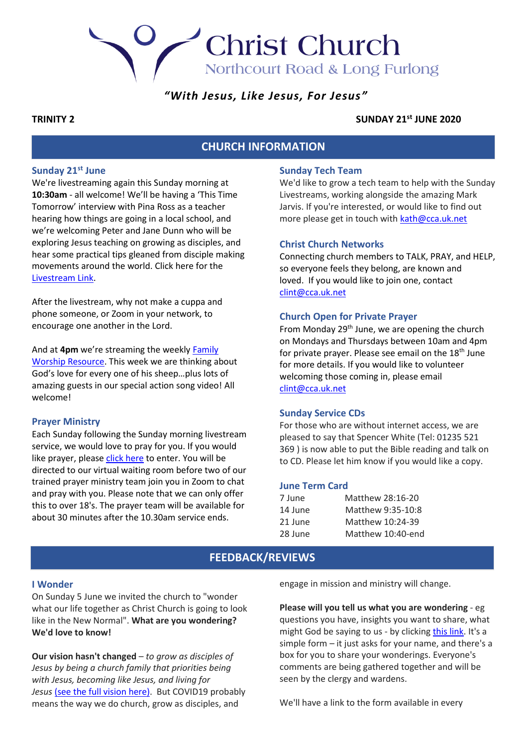# Christ Church

Northcourt Road & Long Furlong

*"With Jesus, Like Jesus, For Jesus"*

**TRINITY 2** **SUNDAY 21st JUNE 2020**

## CHURCH INFORMATION

### Sunday 21st June

We're livestreaming again this Sunday morning at **10:30am** - all welcome! We'll be having a 'This Time Tomorrow' interview with Pina Ross as a teacher hearing how things are going in a local school, and we're welcoming Peter and Jane Dunn who will be exploring Jesus teaching on growing as disciples, and hear some practical tips gleaned from disciple making movements around the world. Click here for the Livestream Link.

After the livestream, why not make a cuppa and phone someone, or Zoom in your network, to encourage one another in the Lord.

And at **4pm** we're streaming the weekly Family Worship Resource. This week we are thinking about God's love for every one of his sheep…plus lots of amazing guests in our special action song video! All welcome!

### Prayer Ministry

Each Sunday following the Sunday morning livestream service, we would love to pray for you. If you would like prayer, please click here to enter. You will be directed to our virtual waiting room before two of our trained prayer ministry team join you in Zoom to chat and pray with you. Please note that we can only offer this to over 18's. The prayer team will be available for about 30 minutes after the 10.30am service ends.

### Sunday Tech Team

We'd like to grow a tech team to help with the Sunday Livestreams, working alongside the amazing Mark Jarvis. If you're interested, or would like to find out more please get in touch with kath@cca.uk.net

### Christ Church Networks

Connecting church members to TALK, PRAY, and HELP, so everyone feels they belong, are known and loved. If you would like to join one, contact clint@cca.uk.net

### Church Open for Private Prayer

From Monday 29th June, we are opening the church on Mondays and Thursdays between 10am and 4pm for private prayer. Please see email on the 18th June for more details. If you would like to volunteer welcoming those coming in, please email clint@cca.uk.net

### Sunday Service CDs

For those who are without internet access, we are pleased to say that Spencer White (Tel: 01235 521 369 ) is now able to put the Bible reading and talk on to CD. Please let him know if you would like a copy.

### June Term Card

| | |
|---|---|
| 7 June | Matthew 28:16-20 |
| 14 June | Matthew 9:35-10:8 |
| 21 June | Matthew 10:24-39 |
| 28 June | Matthew 10:40-end |

## FEEDBACK/REVIEWS

### I Wonder

On Sunday 5 June we invited the church to "wonder what our life together as Christ Church is going to look like in the New Normal". **What are you wondering? We'd love to know!**

**Our vision hasn't changed** – *to grow as disciples of Jesus by being a church family that priorities being with Jesus, becoming like Jesus, and living for Jesus* (see the full vision here). But COVID19 probably means the way we do church, grow as disciples, and engage in mission and ministry will change.

**Please will you tell us what you are wondering** - eg questions you have, insights you want to share, what might God be saying to us - by clicking this link. It's a simple form – it just asks for your name, and there's a box for you to share your wonderings. Everyone's comments are being gathered together and will be seen by the clergy and wardens.

We'll have a link to the form available in every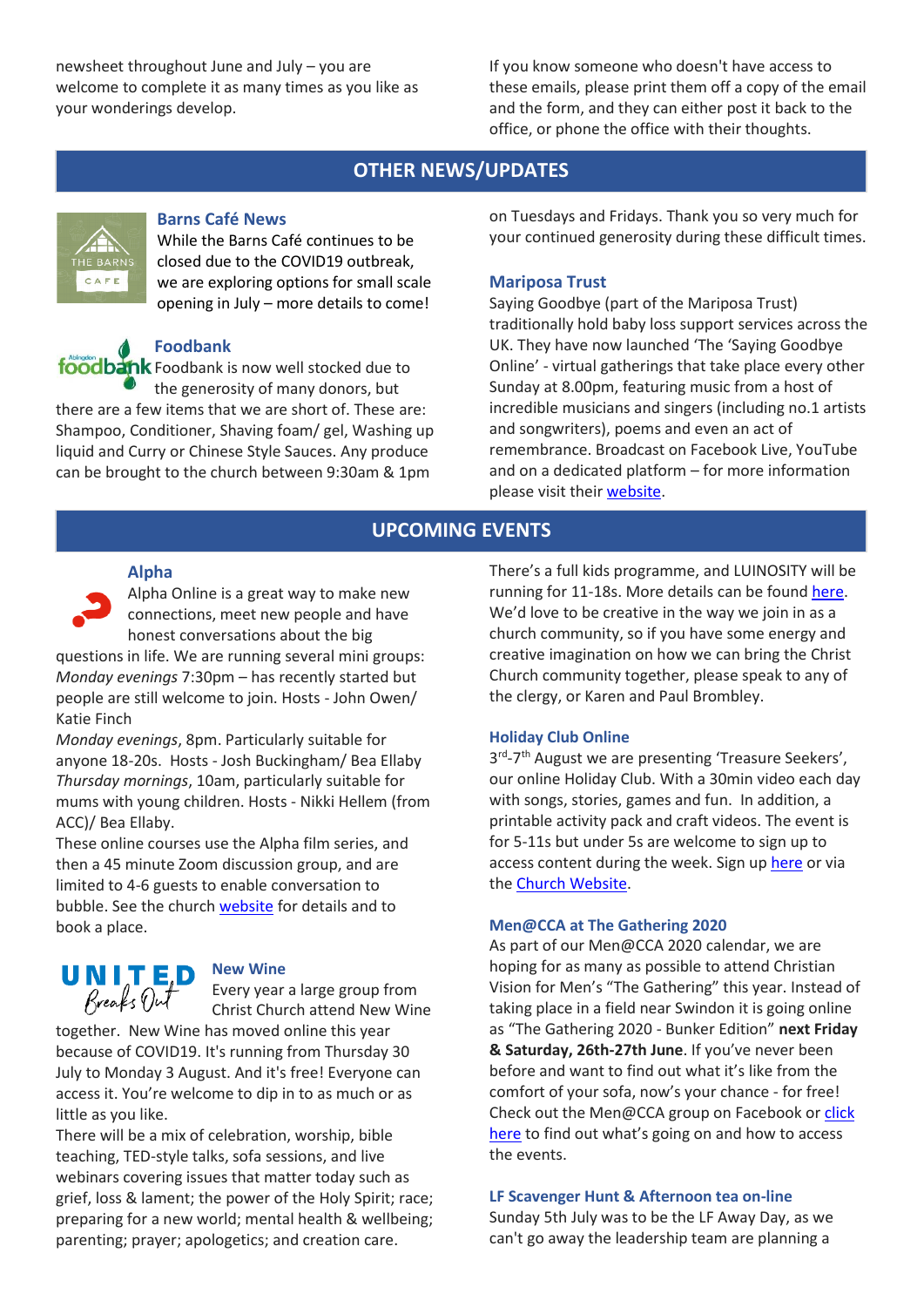newsheet throughout June and July – you are welcome to complete it as many times as you like as your wonderings develop.

If you know someone who doesn't have access to these emails, please print them off a copy of the email and the form, and they can either post it back to the office, or phone the office with their thoughts.

## OTHER NEWS/UPDATES

### Barns Café News

While the Barns Café continues to be closed due to the COVID19 outbreak, we are exploring options for small scale opening in July – more details to come!

### Foodbank

Foodbank is now well stocked due to the generosity of many donors, but there are a few items that we are short of. These are: Shampoo, Conditioner, Shaving foam/ gel, Washing up liquid and Curry or Chinese Style Sauces. Any produce can be brought to the church between 9:30am & 1pm on Tuesdays and Fridays. Thank you so very much for your continued generosity during these difficult times.

### Mariposa Trust

Saying Goodbye (part of the Mariposa Trust) traditionally hold baby loss support services across the UK. They have now launched 'The 'Saying Goodbye Online' - virtual gatherings that take place every other Sunday at 8.00pm, featuring music from a host of incredible musicians and singers (including no.1 artists and songwriters), poems and even an act of remembrance. Broadcast on Facebook Live, YouTube and on a dedicated platform – for more information please visit their website.

## UPCOMING EVENTS

### Alpha

Alpha Online is a great way to make new connections, meet new people and have honest conversations about the big questions in life. We are running several mini groups:
*Monday evenings* 7:30pm – has recently started but people are still welcome to join. Hosts - John Owen/ Katie Finch
*Monday evenings*, 8pm. Particularly suitable for anyone 18-20s. Hosts - Josh Buckingham/ Bea Ellaby
*Thursday mornings*, 10am, particularly suitable for mums with young children. Hosts - Nikki Hellem (from ACC)/ Bea Ellaby.
These online courses use the Alpha film series, and then a 45 minute Zoom discussion group, and are limited to 4-6 guests to enable conversation to bubble. See the church website for details and to book a place.

### New Wine

Every year a large group from Christ Church attend New Wine together. New Wine has moved online this year because of COVID19. It's running from Thursday 30 July to Monday 3 August. And it's free! Everyone can access it. You're welcome to dip in to as much or as little as you like.
There will be a mix of celebration, worship, bible teaching, TED-style talks, sofa sessions, and live webinars covering issues that matter today such as grief, loss & lament; the power of the Holy Spirit; race; preparing for a new world; mental health & wellbeing; parenting; prayer; apologetics; and creation care.
There's a full kids programme, and LUINOSITY will be running for 11-18s. More details can be found here.
We'd love to be creative in the way we join in as a church community, so if you have some energy and creative imagination on how we can bring the Christ Church community together, please speak to any of the clergy, or Karen and Paul Brombley.

### Holiday Club Online

3rd-7th August we are presenting 'Treasure Seekers', our online Holiday Club. With a 30min video each day with songs, stories, games and fun. In addition, a printable activity pack and craft videos. The event is for 5-11s but under 5s are welcome to sign up to access content during the week. Sign up here or via the Church Website.

### Men@CCA at The Gathering 2020

As part of our Men@CCA 2020 calendar, we are hoping for as many as possible to attend Christian Vision for Men's "The Gathering" this year. Instead of taking place in a field near Swindon it is going online as "The Gathering 2020 - Bunker Edition" **next Friday & Saturday, 26th-27th June**. If you've never been before and want to find out what it's like from the comfort of your sofa, now's your chance - for free! Check out the Men@CCA group on Facebook or click here to find out what's going on and how to access the events.

### LF Scavenger Hunt & Afternoon tea on-line

Sunday 5th July was to be the LF Away Day, as we can't go away the leadership team are planning a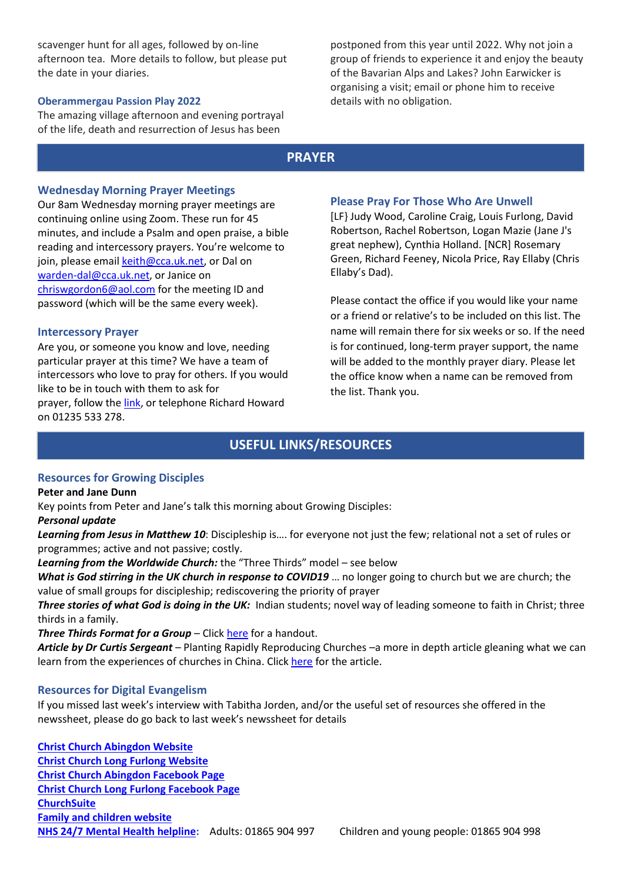scavenger hunt for all ages, followed by on-line afternoon tea. More details to follow, but please put the date in your diaries.

### Oberammergau Passion Play 2022

The amazing village afternoon and evening portrayal of the life, death and resurrection of Jesus has been postponed from this year until 2022. Why not join a group of friends to experience it and enjoy the beauty of the Bavarian Alps and Lakes? John Earwicker is organising a visit; email or phone him to receive details with no obligation.

## PRAYER

### Wednesday Morning Prayer Meetings

Our 8am Wednesday morning prayer meetings are continuing online using Zoom. These run for 45 minutes, and include a Psalm and open praise, a bible reading and intercessory prayers. You're welcome to join, please email keith@cca.uk.net, or Dal on warden-dal@cca.uk.net, or Janice on chriswgordon6@aol.com for the meeting ID and password (which will be the same every week).

### Intercessory Prayer

Are you, or someone you know and love, needing particular prayer at this time? We have a team of intercessors who love to pray for others. If you would like to be in touch with them to ask for prayer, follow the link, or telephone Richard Howard on 01235 533 278.

### Please Pray For Those Who Are Unwell

[LF} Judy Wood, Caroline Craig, Louis Furlong, David Robertson, Rachel Robertson, Logan Mazie (Jane J's great nephew), Cynthia Holland. [NCR] Rosemary Green, Richard Feeney, Nicola Price, Ray Ellaby (Chris Ellaby's Dad).

Please contact the office if you would like your name or a friend or relative's to be included on this list. The name will remain there for six weeks or so. If the need is for continued, long-term prayer support, the name will be added to the monthly prayer diary. Please let the office know when a name can be removed from the list. Thank you.

## USEFUL LINKS/RESOURCES

### Resources for Growing Disciples

**Peter and Jane Dunn**

Key points from Peter and Jane's talk this morning about Growing Disciples:

***Personal update***

***Learning from Jesus in Matthew 10***: Discipleship is…. for everyone not just the few; relational not a set of rules or programmes; active and not passive; costly.

***Learning from the Worldwide Church:*** the "Three Thirds" model – see below

***What is God stirring in the UK church in response to COVID19*** … no longer going to church but we are church; the value of small groups for discipleship; rediscovering the priority of prayer

***Three stories of what God is doing in the UK:*** Indian students; novel way of leading someone to faith in Christ; three thirds in a family.

***Three Thirds Format for a Group*** – Click here for a handout.

***Article by Dr Curtis Sergeant*** – Planting Rapidly Reproducing Churches –a more in depth article gleaning what we can learn from the experiences of churches in China. Click here for the article.

### Resources for Digital Evangelism

If you missed last week's interview with Tabitha Jorden, and/or the useful set of resources she offered in the newssheet, please do go back to last week's newssheet for details

**Christ Church Abingdon Website**
**Christ Church Long Furlong Website**
**Christ Church Abingdon Facebook Page**
**Christ Church Long Furlong Facebook Page**
**ChurchSuite**
**Family and children website**
**NHS 24/7 Mental Health helpline**: Adults: 01865 904 997 Children and young people: 01865 904 998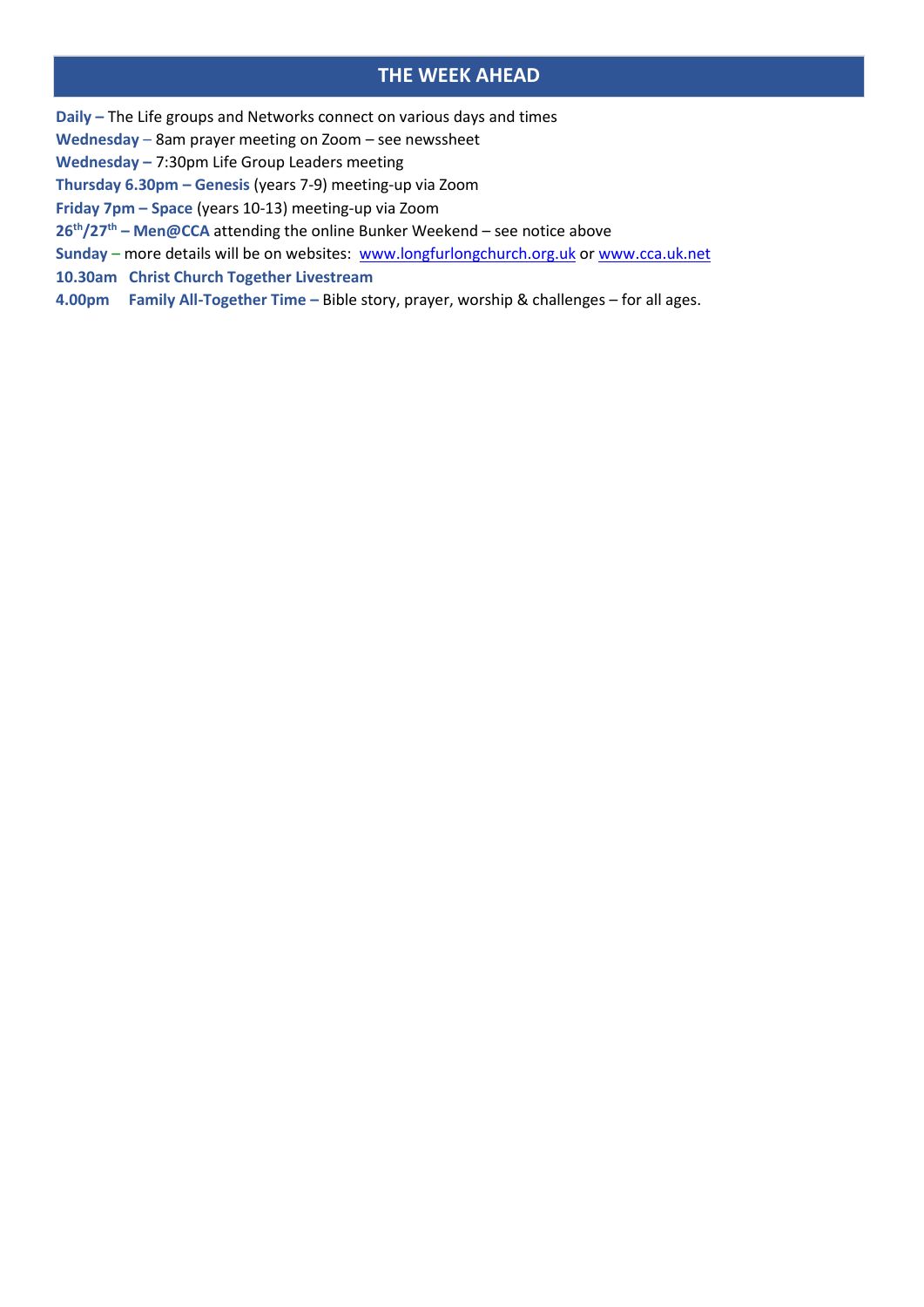## THE WEEK AHEAD

**Daily –** The Life groups and Networks connect on various days and times
**Wednesday** – 8am prayer meeting on Zoom – see newssheet
**Wednesday –** 7:30pm Life Group Leaders meeting
**Thursday 6.30pm – Genesis** (years 7-9) meeting-up via Zoom
**Friday 7pm – Space** (years 10-13) meeting-up via Zoom
**26th/27th – Men@CCA** attending the online Bunker Weekend – see notice above
**Sunday** – more details will be on websites: www.longfurlongchurch.org.uk or www.cca.uk.net
**10.30am Christ Church Together Livestream**
**4.00pm Family All-Together Time –** Bible story, prayer, worship & challenges – for all ages.